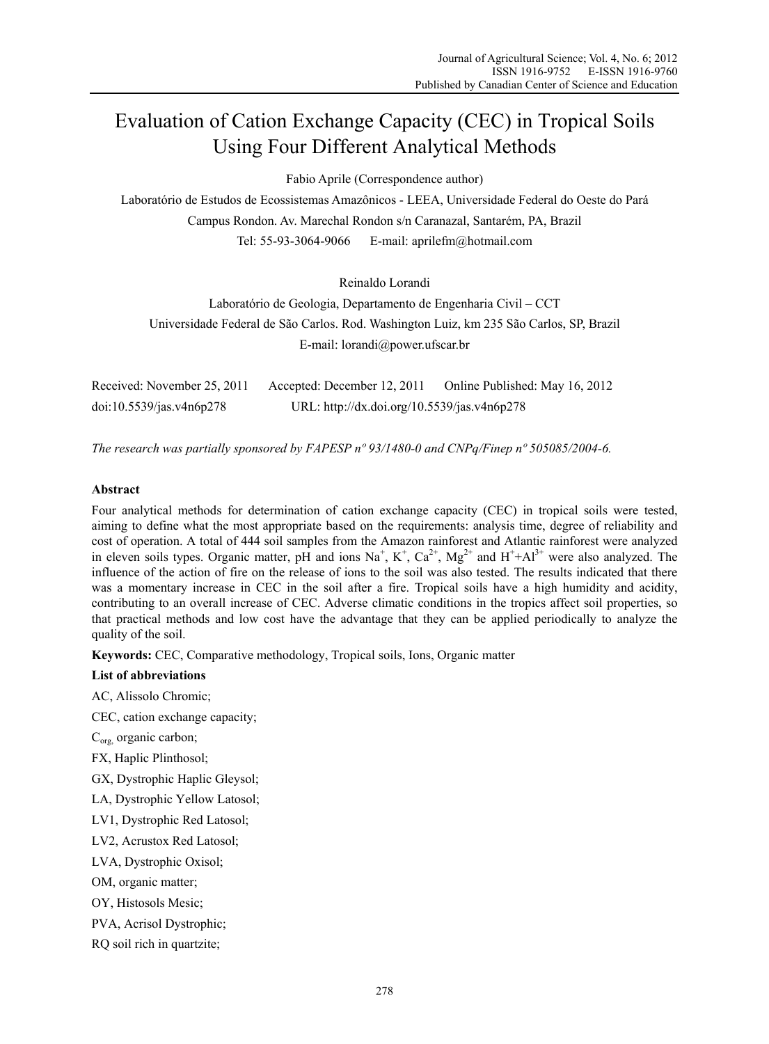# Evaluation of Cation Exchange Capacity (CEC) in Tropical Soils Using Four Different Analytical Methods

Fabio Aprile (Correspondence author)

Laboratório de Estudos de Ecossistemas Amazônicos - LEEA, Universidade Federal do Oeste do Pará

Campus Rondon. Av. Marechal Rondon s/n Caranazal, Santarém, PA, Brazil

Tel: 55-93-3064-9066 E-mail: aprilefm@hotmail.com

Reinaldo Lorandi

Laboratório de Geologia, Departamento de Engenharia Civil – CCT

Universidade Federal de São Carlos. Rod. Washington Luiz, km 235 São Carlos, SP, Brazil

E-mail: lorandi@power.ufscar.br

Received: November 25, 2011 Accepted: December 12, 2011 Online Published: May 16, 2012

doi:10.5539/jas.v4n6p278 URL: http://dx.doi.org/10.5539/jas.v4n6p278

*The research was partially sponsored by FAPESP nº 93/1480-0 and CNPq/Finep nº 505085/2004-6.*

**Abstract**

Four analytical methods for determination of cation exchange capacity (CEC) in tropical soils were tested, aiming to define what the most appropriate based on the requirements: analysis time, degree of reliability and cost of operation. A total of 444 soil samples from the Amazon rainforest and Atlantic rainforest were analyzed in eleven soils types. Organic matter, pH and ions $Na^{+}$, $K^{+}$, $Ca^{2+}$, $Mg^{2+}$ and $H^{+}$+$Al^{3+}$ were also analyzed. The influence of the action of fire on the release of ions to the soil was also tested. The results indicated that there was a momentary increase in CEC in the soil after a fire. Tropical soils have a high humidity and acidity, contributing to an overall increase of CEC. Adverse climatic conditions in the tropics affect soil properties, so that practical methods and low cost have the advantage that they can be applied periodically to analyze the quality of the soil.

**Keywords:** CEC, Comparative methodology, Tropical soils, Ions, Organic matter

**List of abbreviations**

AC, Alissolo Chromic;

CEC, cation exchange capacity;

$C_{org,}$ organic carbon;

FX, Haplic Plinthosol;

GX, Dystrophic Haplic Gleysol;

LA, Dystrophic Yellow Latosol;

LV1, Dystrophic Red Latosol;

LV2, Acrustox Red Latosol;

LVA, Dystrophic Oxisol;

OM, organic matter;

OY, Histosols Mesic;

PVA, Acrisol Dystrophic;

RQ soil rich in quartzite;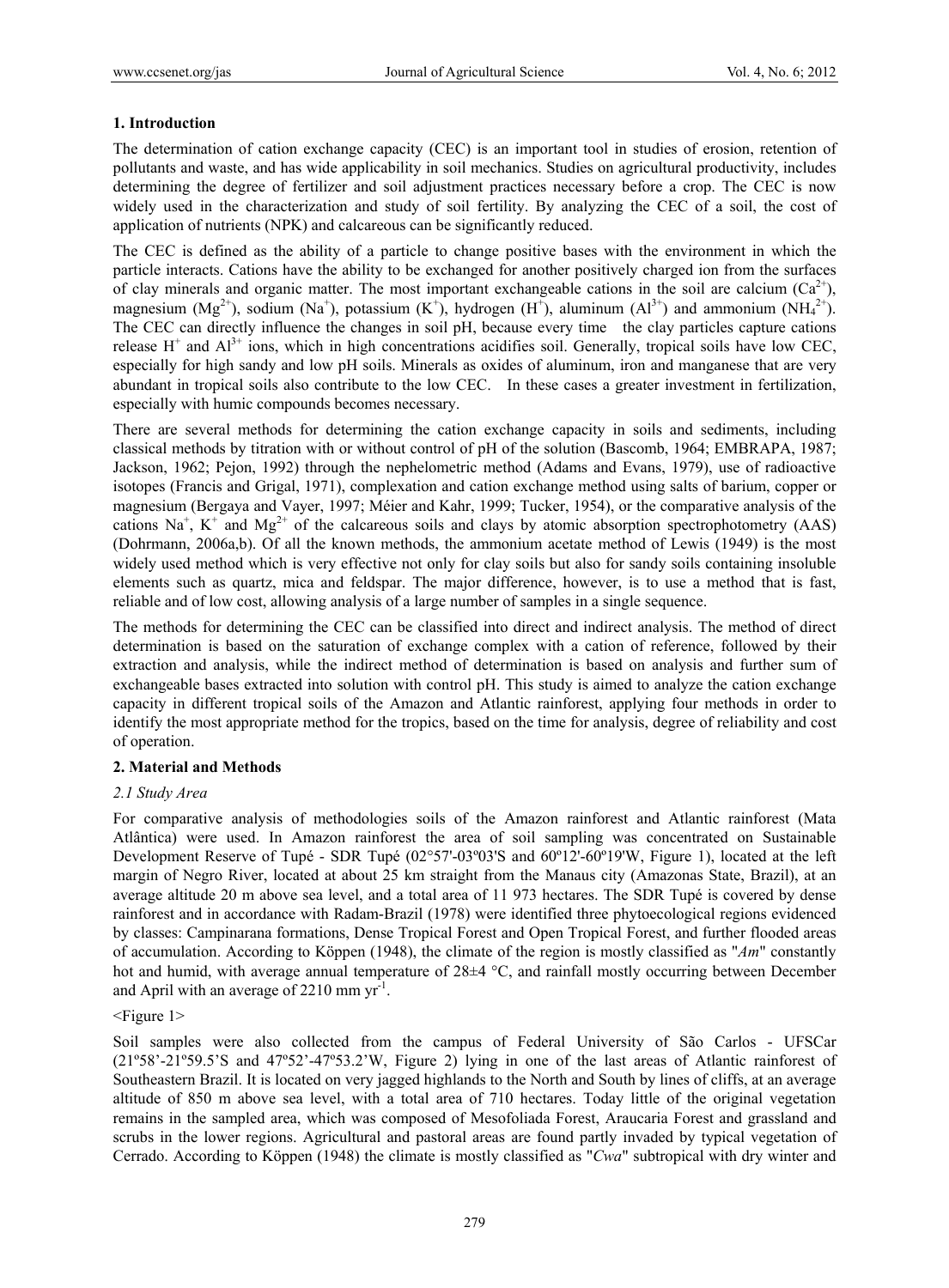## 1. Introduction

The determination of cation exchange capacity (CEC) is an important tool in studies of erosion, retention of pollutants and waste, and has wide applicability in soil mechanics. Studies on agricultural productivity, includes determining the degree of fertilizer and soil adjustment practices necessary before a crop. The CEC is now widely used in the characterization and study of soil fertility. By analyzing the CEC of a soil, the cost of application of nutrients (NPK) and calcareous can be significantly reduced.

The CEC is defined as the ability of a particle to change positive bases with the environment in which the particle interacts. Cations have the ability to be exchanged for another positively charged ion from the surfaces of clay minerals and organic matter. The most important exchangeable cations in the soil are calcium ($Ca^{2+}$), magnesium ($Mg^{2+}$), sodium ($Na^{+}$), potassium ($K^{+}$), hydrogen ($H^{+}$), aluminum ($Al^{3+}$) and ammonium ($NH_4^{2+}$). The CEC can directly influence the changes in soil pH, because every time the clay particles capture cations release $H^{+}$ and $Al^{3+}$ ions, which in high concentrations acidifies soil. Generally, tropical soils have low CEC, especially for high sandy and low pH soils. Minerals as oxides of aluminum, iron and manganese that are very abundant in tropical soils also contribute to the low CEC. In these cases a greater investment in fertilization, especially with humic compounds becomes necessary.

There are several methods for determining the cation exchange capacity in soils and sediments, including classical methods by titration with or without control of pH of the solution (Bascomb, 1964; EMBRAPA, 1987; Jackson, 1962; Pejon, 1992) through the nephelometric method (Adams and Evans, 1979), use of radioactive isotopes (Francis and Grigal, 1971), complexation and cation exchange method using salts of barium, copper or magnesium (Bergaya and Vayer, 1997; Méier and Kahr, 1999; Tucker, 1954), or the comparative analysis of the cations $Na^{+}$, $K^{+}$ and $Mg^{2+}$ of the calcareous soils and clays by atomic absorption spectrophotometry (AAS) (Dohrmann, 2006a,b). Of all the known methods, the ammonium acetate method of Lewis (1949) is the most widely used method which is very effective not only for clay soils but also for sandy soils containing insoluble elements such as quartz, mica and feldspar. The major difference, however, is to use a method that is fast, reliable and of low cost, allowing analysis of a large number of samples in a single sequence.

The methods for determining the CEC can be classified into direct and indirect analysis. The method of direct determination is based on the saturation of exchange complex with a cation of reference, followed by their extraction and analysis, while the indirect method of determination is based on analysis and further sum of exchangeable bases extracted into solution with control pH. This study is aimed to analyze the cation exchange capacity in different tropical soils of the Amazon and Atlantic rainforest, applying four methods in order to identify the most appropriate method for the tropics, based on the time for analysis, degree of reliability and cost of operation.

## 2. Material and Methods

### *2.1 Study Area*

For comparative analysis of methodologies soils of the Amazon rainforest and Atlantic rainforest (Mata Atlântica) were used. In Amazon rainforest the area of soil sampling was concentrated on Sustainable Development Reserve of Tupé - SDR Tupé (02°57'-03º03'S and 60º12'-60º19'W, Figure 1), located at the left margin of Negro River, located at about 25 km straight from the Manaus city (Amazonas State, Brazil), at an average altitude 20 m above sea level, and a total area of 11 973 hectares. The SDR Tupé is covered by dense rainforest and in accordance with Radam-Brazil (1978) were identified three phytoecological regions evidenced by classes: Campinarana formations, Dense Tropical Forest and Open Tropical Forest, and further flooded areas of accumulation. According to Köppen (1948), the climate of the region is mostly classified as "*Am*" constantly hot and humid, with average annual temperature of 28±4 °C, and rainfall mostly occurring between December and April with an average of 2210 mm yr$^{-1}$.

<Figure 1>

Soil samples were also collected from the campus of Federal University of São Carlos - UFSCar (21º58'-21º59.5'S and 47º52'-47º53.2'W, Figure 2) lying in one of the last areas of Atlantic rainforest of Southeastern Brazil. It is located on very jagged highlands to the North and South by lines of cliffs, at an average altitude of 850 m above sea level, with a total area of 710 hectares. Today little of the original vegetation remains in the sampled area, which was composed of Mesofoliada Forest, Araucaria Forest and grassland and scrubs in the lower regions. Agricultural and pastoral areas are found partly invaded by typical vegetation of Cerrado. According to Köppen (1948) the climate is mostly classified as "*Cwa*" subtropical with dry winter and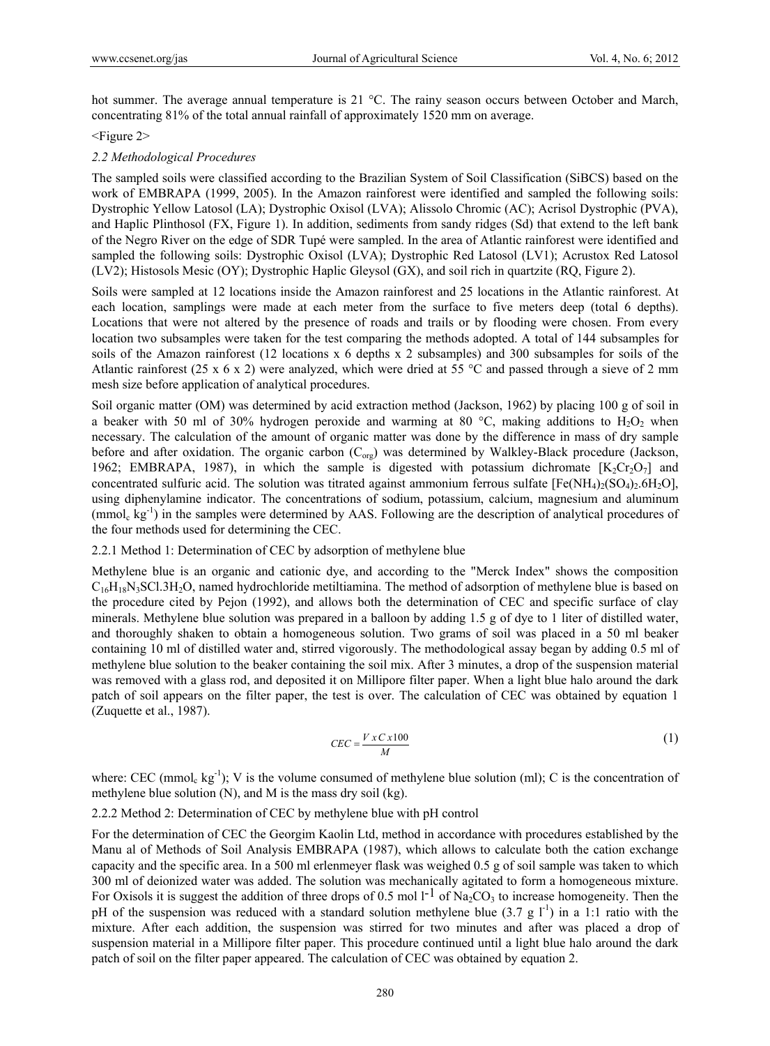hot summer. The average annual temperature is 21 °C. The rainy season occurs between October and March, concentrating 81% of the total annual rainfall of approximately 1520 mm on average.

<Figure 2>

### 2.2 Methodological Procedures

The sampled soils were classified according to the Brazilian System of Soil Classification (SiBCS) based on the work of EMBRAPA (1999, 2005). In the Amazon rainforest were identified and sampled the following soils: Dystrophic Yellow Latosol (LA); Dystrophic Oxisol (LVA); Alissolo Chromic (AC); Acrisol Dystrophic (PVA), and Haplic Plinthosol (FX, Figure 1). In addition, sediments from sandy ridges (Sd) that extend to the left bank of the Negro River on the edge of SDR Tupé were sampled. In the area of Atlantic rainforest were identified and sampled the following soils: Dystrophic Oxisol (LVA); Dystrophic Red Latosol (LV1); Acrustox Red Latosol (LV2); Histosols Mesic (OY); Dystrophic Haplic Gleysol (GX), and soil rich in quartzite (RQ, Figure 2).

Soils were sampled at 12 locations inside the Amazon rainforest and 25 locations in the Atlantic rainforest. At each location, samplings were made at each meter from the surface to five meters deep (total 6 depths). Locations that were not altered by the presence of roads and trails or by flooding were chosen. From every location two subsamples were taken for the test comparing the methods adopted. A total of 144 subsamples for soils of the Amazon rainforest (12 locations x 6 depths x 2 subsamples) and 300 subsamples for soils of the Atlantic rainforest (25 x 6 x 2) were analyzed, which were dried at 55 °C and passed through a sieve of 2 mm mesh size before application of analytical procedures.

Soil organic matter (OM) was determined by acid extraction method (Jackson, 1962) by placing 100 g of soil in a beaker with 50 ml of 30% hydrogen peroxide and warming at 80 °C, making additions to $H_2O_2$ when necessary. The calculation of the amount of organic matter was done by the difference in mass of dry sample before and after oxidation. The organic carbon ($C_{org}$) was determined by Walkley-Black procedure (Jackson, 1962; EMBRAPA, 1987), in which the sample is digested with potassium dichromate [$K_2Cr_2O_7$] and concentrated sulfuric acid. The solution was titrated against ammonium ferrous sulfate [$Fe(NH_4)_2(SO_4)_2.6H_2O$], using diphenylamine indicator. The concentrations of sodium, potassium, calcium, magnesium and aluminum ($mmol_c\ kg^{-1}$) in the samples were determined by AAS. Following are the description of analytical procedures of the four methods used for determining the CEC.

#### 2.2.1 Method 1: Determination of CEC by adsorption of methylene blue

Methylene blue is an organic and cationic dye, and according to the "Merck Index" shows the composition $C_{16}H_{18}N_3SCl.3H_2O$, named hydrochloride metiltiamina. The method of adsorption of methylene blue is based on the procedure cited by Pejon (1992), and allows both the determination of CEC and specific surface of clay minerals. Methylene blue solution was prepared in a balloon by adding 1.5 g of dye to 1 liter of distilled water, and thoroughly shaken to obtain a homogeneous solution. Two grams of soil was placed in a 50 ml beaker containing 10 ml of distilled water and, stirred vigorously. The methodological assay began by adding 0.5 ml of methylene blue solution to the beaker containing the soil mix. After 3 minutes, a drop of the suspension material was removed with a glass rod, and deposited it on Millipore filter paper. When a light blue halo around the dark patch of soil appears on the filter paper, the test is over. The calculation of CEC was obtained by equation 1 (Zuquette et al., 1987).

$$CEC = \frac{V\ x\ C\ x 100}{M} \tag{1}$$

where: CEC ($mmol_c\ kg^{-1}$); V is the volume consumed of methylene blue solution (ml); C is the concentration of methylene blue solution (N), and M is the mass dry soil (kg).

#### 2.2.2 Method 2: Determination of CEC by methylene blue with pH control

For the determination of CEC the Georgim Kaolin Ltd, method in accordance with procedures established by the Manu al of Methods of Soil Analysis EMBRAPA (1987), which allows to calculate both the cation exchange capacity and the specific area. In a 500 ml erlenmeyer flask was weighed 0.5 g of soil sample was taken to which 300 ml of deionized water was added. The solution was mechanically agitated to form a homogeneous mixture. For Oxisols it is suggest the addition of three drops of 0.5 mol $l^{-1}$ of $Na_2CO_3$ to increase homogeneity. Then the pH of the suspension was reduced with a standard solution methylene blue (3.7 g $l^{-1}$) in a 1:1 ratio with the mixture. After each addition, the suspension was stirred for two minutes and after was placed a drop of suspension material in a Millipore filter paper. This procedure continued until a light blue halo around the dark patch of soil on the filter paper appeared. The calculation of CEC was obtained by equation 2.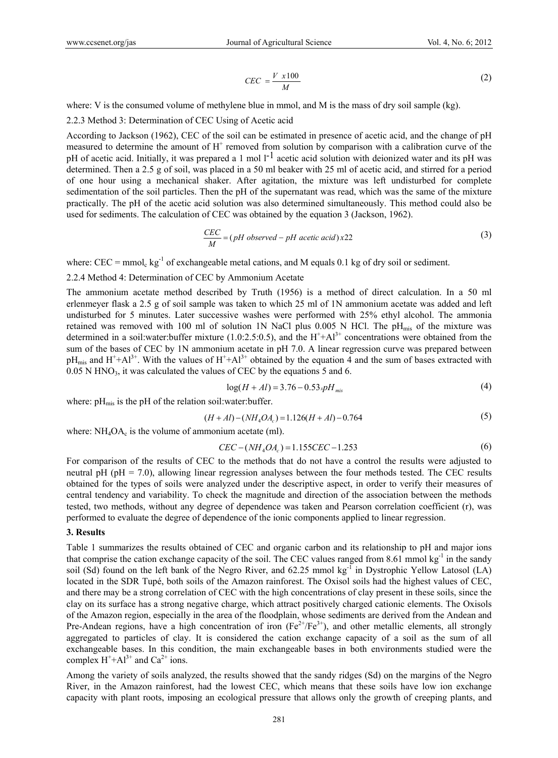$$CEC = \frac{V \ x100}{M} \tag{2}$$

where: V is the consumed volume of methylene blue in mmol, and M is the mass of dry soil sample (kg).

2.2.3 Method 3: Determination of CEC Using of Acetic acid

According to Jackson (1962), CEC of the soil can be estimated in presence of acetic acid, and the change of pH measured to determine the amount of $H^+$ removed from solution by comparison with a calibration curve of the pH of acetic acid. Initially, it was prepared a 1 mol $l^{-1}$ acetic acid solution with deionized water and its pH was determined. Then a 2.5 g of soil, was placed in a 50 ml beaker with 25 ml of acetic acid, and stirred for a period of one hour using a mechanical shaker. After agitation, the mixture was left undisturbed for complete sedimentation of the soil particles. Then the pH of the supernatant was read, which was the same of the mixture practically. The pH of the acetic acid solution was also determined simultaneously. This method could also be used for sediments. The calculation of CEC was obtained by the equation 3 (Jackson, 1962).

$$\frac{CEC}{M} = (pH \ observed - pH \ acetic \ acid)x22 \tag{3}$$

where: CEC = $mmol_c \ kg^{-1}$ of exchangeable metal cations, and M equals 0.1 kg of dry soil or sediment.

2.2.4 Method 4: Determination of CEC by Ammonium Acetate

The ammonium acetate method described by Truth (1956) is a method of direct calculation. In a 50 ml erlenmeyer flask a 2.5 g of soil sample was taken to which 25 ml of 1N ammonium acetate was added and left undisturbed for 5 minutes. Later successive washes were performed with 25% ethyl alcohol. The ammonia retained was removed with 100 ml of solution 1N NaCl plus 0.005 N HCl. The $pH_{mis}$ of the mixture was determined in a soil:water:buffer mixture (1.0:2.5:0.5), and the $H^+$+$Al^{3+}$ concentrations were obtained from the sum of the bases of CEC by 1N ammonium acetate in pH 7.0. A linear regression curve was prepared between $pH_{mis}$ and $H^+$+$Al^{3+}$. With the values of $H^+$+$Al^{3+}$ obtained by the equation 4 and the sum of bases extracted with 0.05 N $HNO_3$, it was calculated the values of CEC by the equations 5 and 6.

$$\log(H + Al) = 3.76 - 0.53_x pH_{mis} \tag{4}$$

where: $pH_{mis}$ is the pH of the relation soil:water:buffer.

$$(H + Al) - (NH_4OA_c) = 1.126(H + Al) - 0.764 \tag{5}$$

where: $NH_4OA_c$ is the volume of ammonium acetate (ml).

$$CEC - (NH_4OA_c) = 1.155CEC - 1.253 \tag{6}$$

For comparison of the results of CEC to the methods that do not have a control the results were adjusted to neutral pH (pH = 7.0), allowing linear regression analyses between the four methods tested. The CEC results obtained for the types of soils were analyzed under the descriptive aspect, in order to verify their measures of central tendency and variability. To check the magnitude and direction of the association between the methods tested, two methods, without any degree of dependence was taken and Pearson correlation coefficient (r), was performed to evaluate the degree of dependence of the ionic components applied to linear regression.

## 3. Results

Table 1 summarizes the results obtained of CEC and organic carbon and its relationship to pH and major ions that comprise the cation exchange capacity of the soil. The CEC values ranged from 8.61 mmol $kg^{-1}$ in the sandy soil (Sd) found on the left bank of the Negro River, and 62.25 mmol $kg^{-1}$ in Dystrophic Yellow Latosol (LA) located in the SDR Tupé, both soils of the Amazon rainforest. The Oxisol soils had the highest values of CEC, and there may be a strong correlation of CEC with the high concentrations of clay present in these soils, since the clay on its surface has a strong negative charge, which attract positively charged cationic elements. The Oxisols of the Amazon region, especially in the area of the floodplain, whose sediments are derived from the Andean and Pre-Andean regions, have a high concentration of iron ($Fe^{2+}$/$Fe^{3+}$), and other metallic elements, all strongly aggregated to particles of clay. It is considered the cation exchange capacity of a soil as the sum of all exchangeable bases. In this condition, the main exchangeable bases in both environments studied were the complex $H^+$+$Al^{3+}$ and $Ca^{2+}$ ions.

Among the variety of soils analyzed, the results showed that the sandy ridges (Sd) on the margins of the Negro River, in the Amazon rainforest, had the lowest CEC, which means that these soils have low ion exchange capacity with plant roots, imposing an ecological pressure that allows only the growth of creeping plants, and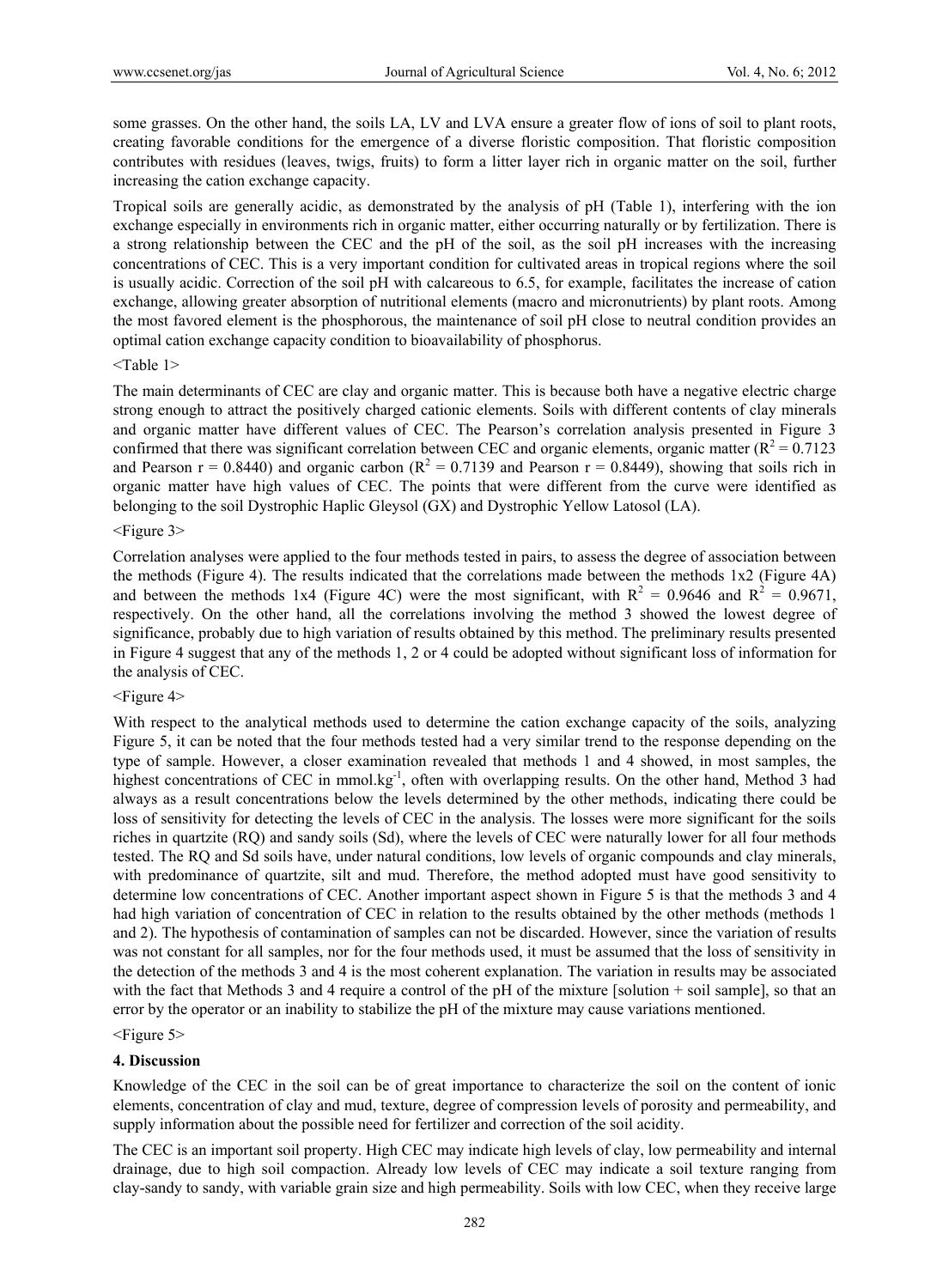some grasses. On the other hand, the soils LA, LV and LVA ensure a greater flow of ions of soil to plant roots, creating favorable conditions for the emergence of a diverse floristic composition. That floristic composition contributes with residues (leaves, twigs, fruits) to form a litter layer rich in organic matter on the soil, further increasing the cation exchange capacity.

Tropical soils are generally acidic, as demonstrated by the analysis of pH (Table 1), interfering with the ion exchange especially in environments rich in organic matter, either occurring naturally or by fertilization. There is a strong relationship between the CEC and the pH of the soil, as the soil pH increases with the increasing concentrations of CEC. This is a very important condition for cultivated areas in tropical regions where the soil is usually acidic. Correction of the soil pH with calcareous to 6.5, for example, facilitates the increase of cation exchange, allowing greater absorption of nutritional elements (macro and micronutrients) by plant roots. Among the most favored element is the phosphorous, the maintenance of soil pH close to neutral condition provides an optimal cation exchange capacity condition to bioavailability of phosphorus.

<Table 1>

The main determinants of CEC are clay and organic matter. This is because both have a negative electric charge strong enough to attract the positively charged cationic elements. Soils with different contents of clay minerals and organic matter have different values of CEC. The Pearson's correlation analysis presented in Figure 3 confirmed that there was significant correlation between CEC and organic elements, organic matter ($R^2 = 0.7123$ and Pearson $r = 0.8440$) and organic carbon ($R^2 = 0.7139$ and Pearson $r = 0.8449$), showing that soils rich in organic matter have high values of CEC. The points that were different from the curve were identified as belonging to the soil Dystrophic Haplic Gleysol (GX) and Dystrophic Yellow Latosol (LA).

<Figure 3>

Correlation analyses were applied to the four methods tested in pairs, to assess the degree of association between the methods (Figure 4). The results indicated that the correlations made between the methods 1x2 (Figure 4A) and between the methods 1x4 (Figure 4C) were the most significant, with $R^2 = 0.9646$ and $R^2 = 0.9671$, respectively. On the other hand, all the correlations involving the method 3 showed the lowest degree of significance, probably due to high variation of results obtained by this method. The preliminary results presented in Figure 4 suggest that any of the methods 1, 2 or 4 could be adopted without significant loss of information for the analysis of CEC.

<Figure 4>

With respect to the analytical methods used to determine the cation exchange capacity of the soils, analyzing Figure 5, it can be noted that the four methods tested had a very similar trend to the response depending on the type of sample. However, a closer examination revealed that methods 1 and 4 showed, in most samples, the highest concentrations of CEC in mmol.kg$^{-1}$, often with overlapping results. On the other hand, Method 3 had always as a result concentrations below the levels determined by the other methods, indicating there could be loss of sensitivity for detecting the levels of CEC in the analysis. The losses were more significant for the soils riches in quartzite (RQ) and sandy soils (Sd), where the levels of CEC were naturally lower for all four methods tested. The RQ and Sd soils have, under natural conditions, low levels of organic compounds and clay minerals, with predominance of quartzite, silt and mud. Therefore, the method adopted must have good sensitivity to determine low concentrations of CEC. Another important aspect shown in Figure 5 is that the methods 3 and 4 had high variation of concentration of CEC in relation to the results obtained by the other methods (methods 1 and 2). The hypothesis of contamination of samples can not be discarded. However, since the variation of results was not constant for all samples, nor for the four methods used, it must be assumed that the loss of sensitivity in the detection of the methods 3 and 4 is the most coherent explanation. The variation in results may be associated with the fact that Methods 3 and 4 require a control of the pH of the mixture [solution + soil sample], so that an error by the operator or an inability to stabilize the pH of the mixture may cause variations mentioned.

<Figure 5>

## 4. Discussion

Knowledge of the CEC in the soil can be of great importance to characterize the soil on the content of ionic elements, concentration of clay and mud, texture, degree of compression levels of porosity and permeability, and supply information about the possible need for fertilizer and correction of the soil acidity.

The CEC is an important soil property. High CEC may indicate high levels of clay, low permeability and internal drainage, due to high soil compaction. Already low levels of CEC may indicate a soil texture ranging from clay-sandy to sandy, with variable grain size and high permeability. Soils with low CEC, when they receive large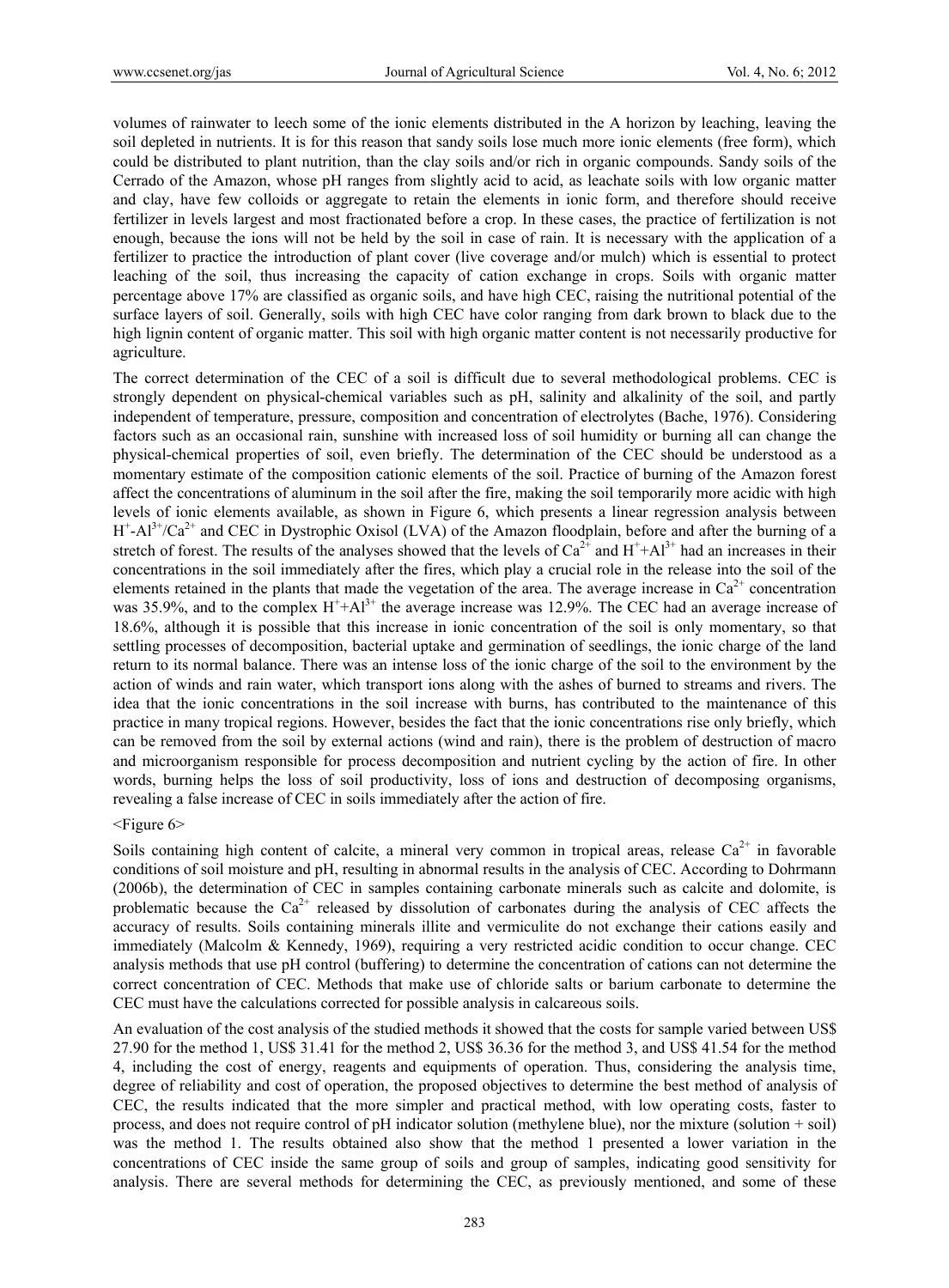volumes of rainwater to leech some of the ionic elements distributed in the A horizon by leaching, leaving the soil depleted in nutrients. It is for this reason that sandy soils lose much more ionic elements (free form), which could be distributed to plant nutrition, than the clay soils and/or rich in organic compounds. Sandy soils of the Cerrado of the Amazon, whose pH ranges from slightly acid to acid, as leachate soils with low organic matter and clay, have few colloids or aggregate to retain the elements in ionic form, and therefore should receive fertilizer in levels largest and most fractionated before a crop. In these cases, the practice of fertilization is not enough, because the ions will not be held by the soil in case of rain. It is necessary with the application of a fertilizer to practice the introduction of plant cover (live coverage and/or mulch) which is essential to protect leaching of the soil, thus increasing the capacity of cation exchange in crops. Soils with organic matter percentage above 17% are classified as organic soils, and have high CEC, raising the nutritional potential of the surface layers of soil. Generally, soils with high CEC have color ranging from dark brown to black due to the high lignin content of organic matter. This soil with high organic matter content is not necessarily productive for agriculture.

The correct determination of the CEC of a soil is difficult due to several methodological problems. CEC is strongly dependent on physical-chemical variables such as pH, salinity and alkalinity of the soil, and partly independent of temperature, pressure, composition and concentration of electrolytes (Bache, 1976). Considering factors such as an occasional rain, sunshine with increased loss of soil humidity or burning all can change the physical-chemical properties of soil, even briefly. The determination of the CEC should be understood as a momentary estimate of the composition cationic elements of the soil. Practice of burning of the Amazon forest affect the concentrations of aluminum in the soil after the fire, making the soil temporarily more acidic with high levels of ionic elements available, as shown in Figure 6, which presents a linear regression analysis between $H^+$-$Al^{3+}$/$Ca^{2+}$ and CEC in Dystrophic Oxisol (LVA) of the Amazon floodplain, before and after the burning of a stretch of forest. The results of the analyses showed that the levels of $Ca^{2+}$ and $H^+$+$Al^{3+}$ had an increases in their concentrations in the soil immediately after the fires, which play a crucial role in the release into the soil of the elements retained in the plants that made the vegetation of the area. The average increase in $Ca^{2+}$ concentration was 35.9%, and to the complex $H^+$+$Al^{3+}$ the average increase was 12.9%. The CEC had an average increase of 18.6%, although it is possible that this increase in ionic concentration of the soil is only momentary, so that settling processes of decomposition, bacterial uptake and germination of seedlings, the ionic charge of the land return to its normal balance. There was an intense loss of the ionic charge of the soil to the environment by the action of winds and rain water, which transport ions along with the ashes of burned to streams and rivers. The idea that the ionic concentrations in the soil increase with burns, has contributed to the maintenance of this practice in many tropical regions. However, besides the fact that the ionic concentrations rise only briefly, which can be removed from the soil by external actions (wind and rain), there is the problem of destruction of macro and microorganism responsible for process decomposition and nutrient cycling by the action of fire. In other words, burning helps the loss of soil productivity, loss of ions and destruction of decomposing organisms, revealing a false increase of CEC in soils immediately after the action of fire.

<Figure 6>

Soils containing high content of calcite, a mineral very common in tropical areas, release $Ca^{2+}$ in favorable conditions of soil moisture and pH, resulting in abnormal results in the analysis of CEC. According to Dohrmann (2006b), the determination of CEC in samples containing carbonate minerals such as calcite and dolomite, is problematic because the $Ca^{2+}$ released by dissolution of carbonates during the analysis of CEC affects the accuracy of results. Soils containing minerals illite and vermiculite do not exchange their cations easily and immediately (Malcolm & Kennedy, 1969), requiring a very restricted acidic condition to occur change. CEC analysis methods that use pH control (buffering) to determine the concentration of cations can not determine the correct concentration of CEC. Methods that make use of chloride salts or barium carbonate to determine the CEC must have the calculations corrected for possible analysis in calcareous soils.

An evaluation of the cost analysis of the studied methods it showed that the costs for sample varied between US$ 27.90 for the method 1, US$ 31.41 for the method 2, US$ 36.36 for the method 3, and US$ 41.54 for the method 4, including the cost of energy, reagents and equipments of operation. Thus, considering the analysis time, degree of reliability and cost of operation, the proposed objectives to determine the best method of analysis of CEC, the results indicated that the more simpler and practical method, with low operating costs, faster to process, and does not require control of pH indicator solution (methylene blue), nor the mixture (solution + soil) was the method 1. The results obtained also show that the method 1 presented a lower variation in the concentrations of CEC inside the same group of soils and group of samples, indicating good sensitivity for analysis. There are several methods for determining the CEC, as previously mentioned, and some of these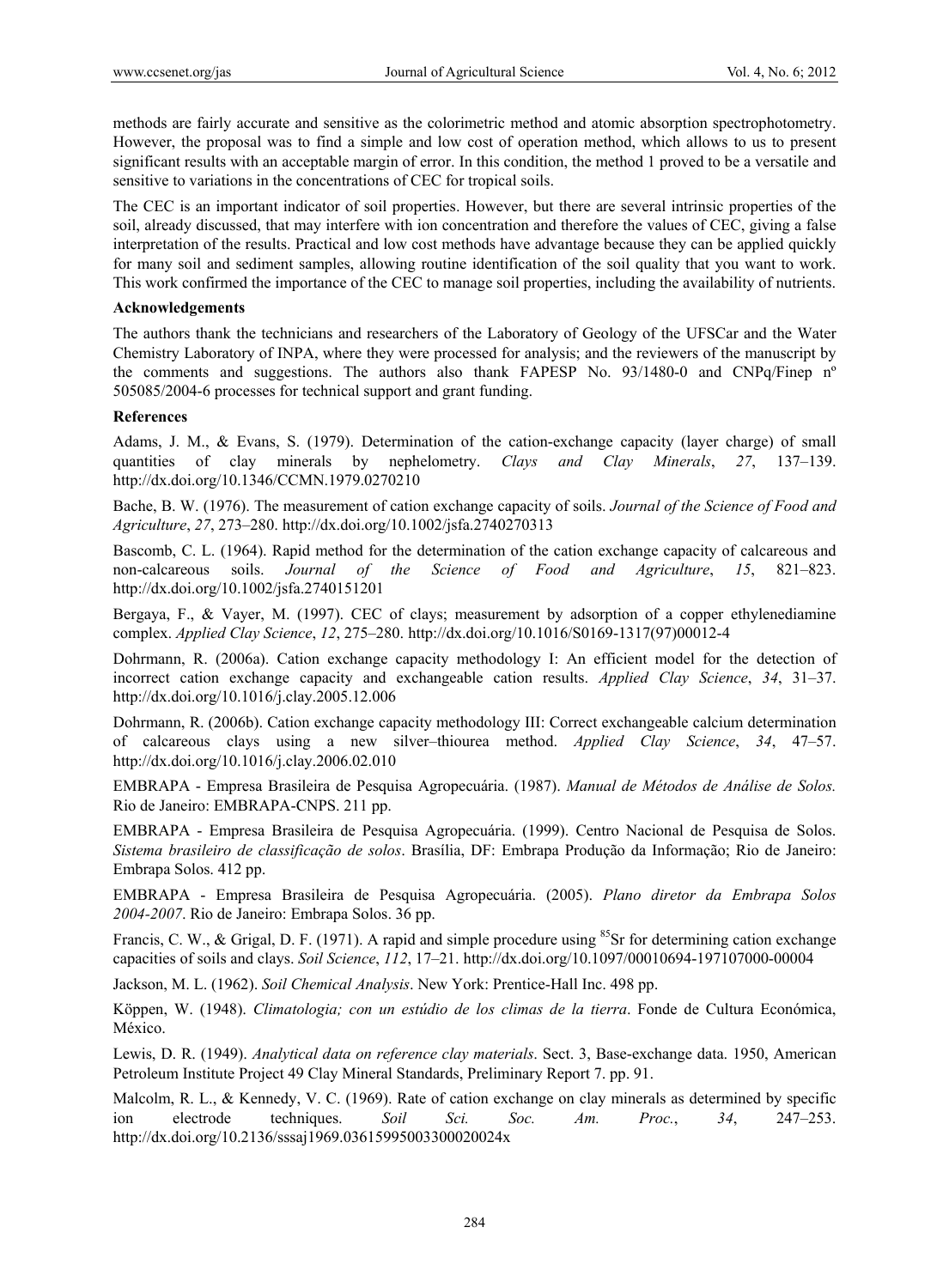methods are fairly accurate and sensitive as the colorimetric method and atomic absorption spectrophotometry. However, the proposal was to find a simple and low cost of operation method, which allows to us to present significant results with an acceptable margin of error. In this condition, the method 1 proved to be a versatile and sensitive to variations in the concentrations of CEC for tropical soils.

The CEC is an important indicator of soil properties. However, but there are several intrinsic properties of the soil, already discussed, that may interfere with ion concentration and therefore the values of CEC, giving a false interpretation of the results. Practical and low cost methods have advantage because they can be applied quickly for many soil and sediment samples, allowing routine identification of the soil quality that you want to work. This work confirmed the importance of the CEC to manage soil properties, including the availability of nutrients.

**Acknowledgements**

The authors thank the technicians and researchers of the Laboratory of Geology of the UFSCar and the Water Chemistry Laboratory of INPA, where they were processed for analysis; and the reviewers of the manuscript by the comments and suggestions. The authors also thank FAPESP No. 93/1480-0 and CNPq/Finep nº 505085/2004-6 processes for technical support and grant funding.

**References**

Adams, J. M., & Evans, S. (1979). Determination of the cation-exchange capacity (layer charge) of small quantities of clay minerals by nephelometry. *Clays and Clay Minerals*, *27*, 137–139. http://dx.doi.org/10.1346/CCMN.1979.0270210

Bache, B. W. (1976). The measurement of cation exchange capacity of soils. *Journal of the Science of Food and Agriculture*, *27*, 273–280. http://dx.doi.org/10.1002/jsfa.2740270313

Bascomb, C. L. (1964). Rapid method for the determination of the cation exchange capacity of calcareous and non-calcareous soils. *Journal of the Science of Food and Agriculture*, *15*, 821–823. http://dx.doi.org/10.1002/jsfa.2740151201

Bergaya, F., & Vayer, M. (1997). CEC of clays; measurement by adsorption of a copper ethylenediamine complex. *Applied Clay Science*, *12*, 275–280. http://dx.doi.org/10.1016/S0169-1317(97)00012-4

Dohrmann, R. (2006a). Cation exchange capacity methodology I: An efficient model for the detection of incorrect cation exchange capacity and exchangeable cation results. *Applied Clay Science*, *34*, 31–37. http://dx.doi.org/10.1016/j.clay.2005.12.006

Dohrmann, R. (2006b). Cation exchange capacity methodology III: Correct exchangeable calcium determination of calcareous clays using a new silver–thiourea method. *Applied Clay Science*, *34*, 47–57. http://dx.doi.org/10.1016/j.clay.2006.02.010

EMBRAPA - Empresa Brasileira de Pesquisa Agropecuária. (1987). *Manual de Métodos de Análise de Solos.* Rio de Janeiro: EMBRAPA-CNPS. 211 pp.

EMBRAPA - Empresa Brasileira de Pesquisa Agropecuária. (1999). Centro Nacional de Pesquisa de Solos. *Sistema brasileiro de classificação de solos*. Brasília, DF: Embrapa Produção da Informação; Rio de Janeiro: Embrapa Solos. 412 pp.

EMBRAPA - Empresa Brasileira de Pesquisa Agropecuária. (2005). *Plano diretor da Embrapa Solos 2004-2007*. Rio de Janeiro: Embrapa Solos. 36 pp.

Francis, C. W., & Grigal, D. F. (1971). A rapid and simple procedure using $^{85}Sr$ for determining cation exchange capacities of soils and clays. *Soil Science*, *112*, 17–21. http://dx.doi.org/10.1097/00010694-197107000-00004

Jackson, M. L. (1962). *Soil Chemical Analysis*. New York: Prentice-Hall Inc. 498 pp.

Köppen, W. (1948). *Climatologia; con un estúdio de los climas de la tierra*. Fonde de Cultura Económica, México.

Lewis, D. R. (1949). *Analytical data on reference clay materials*. Sect. 3, Base-exchange data. 1950, American Petroleum Institute Project 49 Clay Mineral Standards, Preliminary Report 7. pp. 91.

Malcolm, R. L., & Kennedy, V. C. (1969). Rate of cation exchange on clay minerals as determined by specific ion electrode techniques. *Soil Sci. Soc. Am. Proc.*, *34*, 247–253. http://dx.doi.org/10.2136/sssaj1969.03615995003300020024x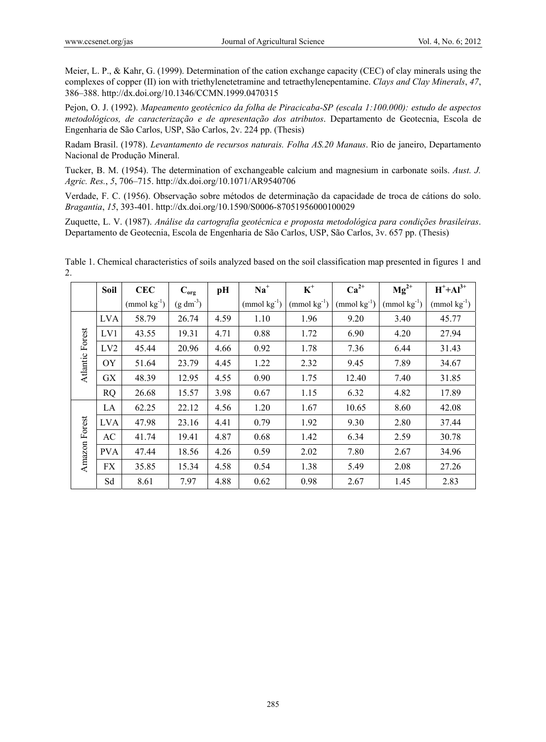Meier, L. P., & Kahr, G. (1999). Determination of the cation exchange capacity (CEC) of clay minerals using the complexes of copper (II) ion with triethylenetetramine and tetraethylenepentamine. *Clays and Clay Minerals*, *47*, 386–388. http://dx.doi.org/10.1346/CCMN.1999.0470315

Pejon, O. J. (1992). *Mapeamento geotécnico da folha de Piracicaba-SP (escala 1:100.000): estudo de aspectos metodológicos, de caracterização e de apresentação dos atributos*. Departamento de Geotecnia, Escola de Engenharia de São Carlos, USP, São Carlos, 2v. 224 pp. (Thesis)

Radam Brasil. (1978). *Levantamento de recursos naturais. Folha AS.20 Manaus*. Rio de janeiro, Departamento Nacional de Produção Mineral.

Tucker, B. M. (1954). The determination of exchangeable calcium and magnesium in carbonate soils. *Aust. J. Agric. Res.*, *5*, 706–715. http://dx.doi.org/10.1071/AR9540706

Verdade, F. C. (1956). Observação sobre métodos de determinação da capacidade de troca de cátions do solo. *Bragantia*, *15*, 393-401. http://dx.doi.org/10.1590/S0006-87051956000100029

Zuquette, L. V. (1987). *Análise da cartografia geotécnica e proposta metodológica para condições brasileiras*. Departamento de Geotecnia, Escola de Engenharia de São Carlos, USP, São Carlos, 3v. 657 pp. (Thesis)

Table 1. Chemical characteristics of soils analyzed based on the soil classification map presented in figures 1 and 2.

| | Soil | CEC | $C_{org}$ | pH | $Na^+$ | $K^+$ | $Ca^{2+}$ | $Mg^{2+}$ | $H^++Al^{3+}$ |
|---|---|---|---|---|---|---|---|---|---|
| | | (mmol $kg^{-1}$) | (g $dm^{-3}$) | | (mmol $kg^{-1}$) | (mmol $kg^{-1}$) | (mmol $kg^{-1}$) | (mmol $kg^{-1}$) | (mmol $kg^{-1}$) |
| Atlantic Forest | LVA | 58.79 | 26.74 | 4.59 | 1.10 | 1.96 | 9.20 | 3.40 | 45.77 |
| | LV1 | 43.55 | 19.31 | 4.71 | 0.88 | 1.72 | 6.90 | 4.20 | 27.94 |
| | LV2 | 45.44 | 20.96 | 4.66 | 0.92 | 1.78 | 7.36 | 6.44 | 31.43 |
| | OY | 51.64 | 23.79 | 4.45 | 1.22 | 2.32 | 9.45 | 7.89 | 34.67 |
| | GX | 48.39 | 12.95 | 4.55 | 0.90 | 1.75 | 12.40 | 7.40 | 31.85 |
| | RQ | 26.68 | 15.57 | 3.98 | 0.67 | 1.15 | 6.32 | 4.82 | 17.89 |
| Amazon Forest | LA | 62.25 | 22.12 | 4.56 | 1.20 | 1.67 | 10.65 | 8.60 | 42.08 |
| | LVA | 47.98 | 23.16 | 4.41 | 0.79 | 1.92 | 9.30 | 2.80 | 37.44 |
| | AC | 41.74 | 19.41 | 4.87 | 0.68 | 1.42 | 6.34 | 2.59 | 30.78 |
| | PVA | 47.44 | 18.56 | 4.26 | 0.59 | 2.02 | 7.80 | 2.67 | 34.96 |
| | FX | 35.85 | 15.34 | 4.58 | 0.54 | 1.38 | 5.49 | 2.08 | 27.26 |
| | Sd | 8.61 | 7.97 | 4.88 | 0.62 | 0.98 | 2.67 | 1.45 | 2.83 |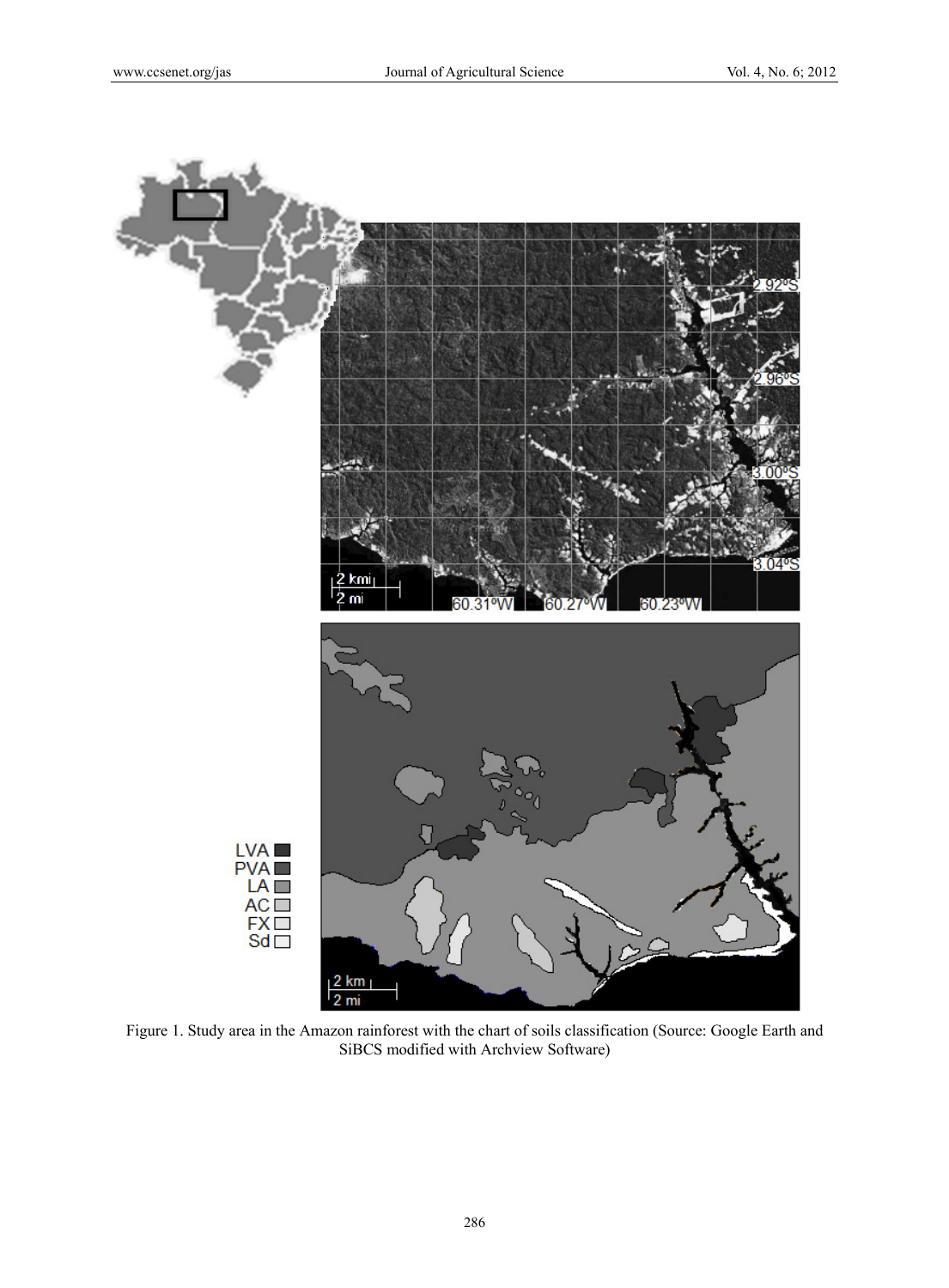Figure 1. Study area in the Amazon rainforest with the chart of soils classification (Source: Google Earth and SiBCS modified with Archview Software)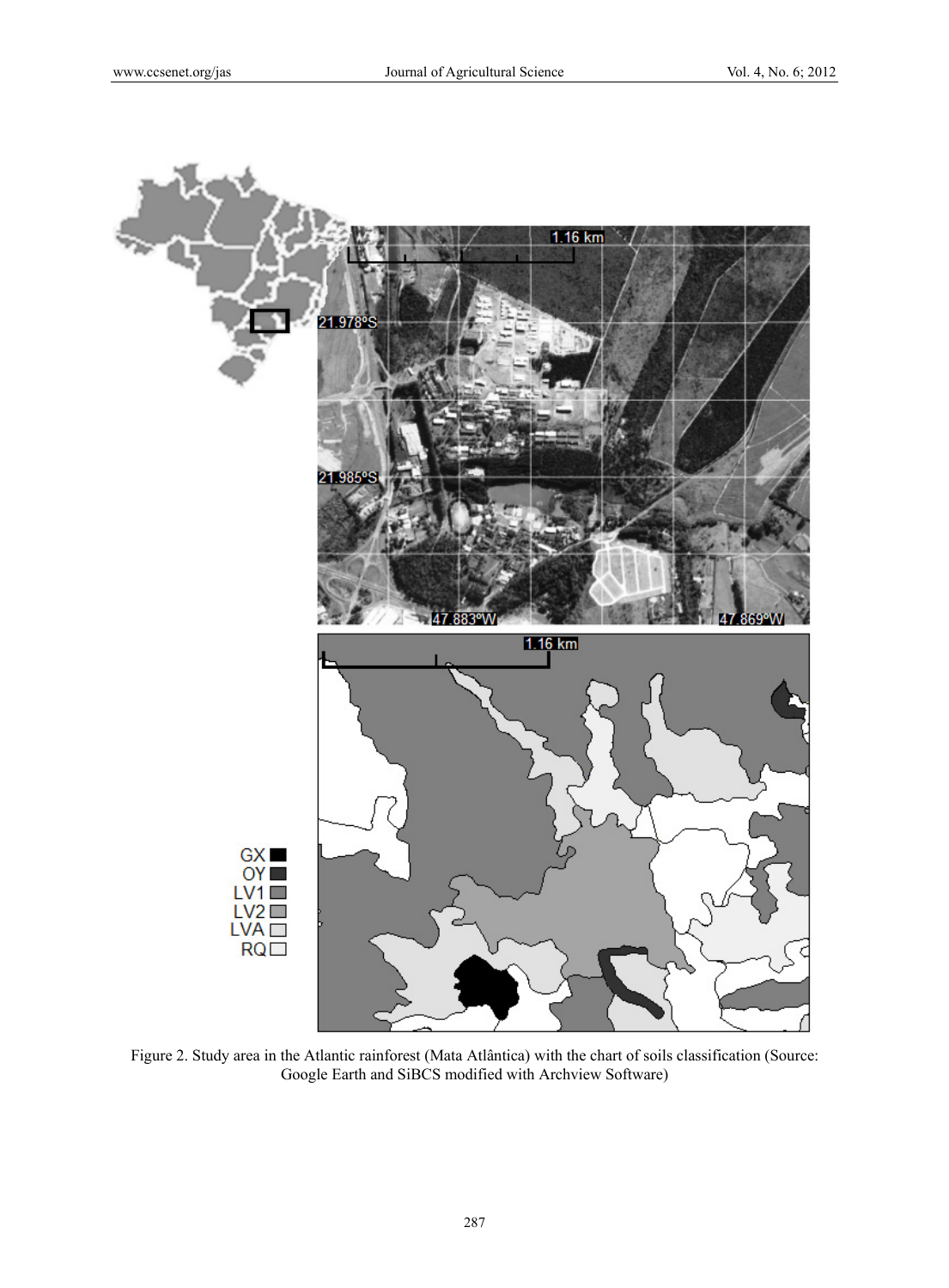Figure 2. Study area in the Atlantic rainforest (Mata Atlântica) with the chart of soils classification (Source: Google Earth and SiBCS modified with Archview Software)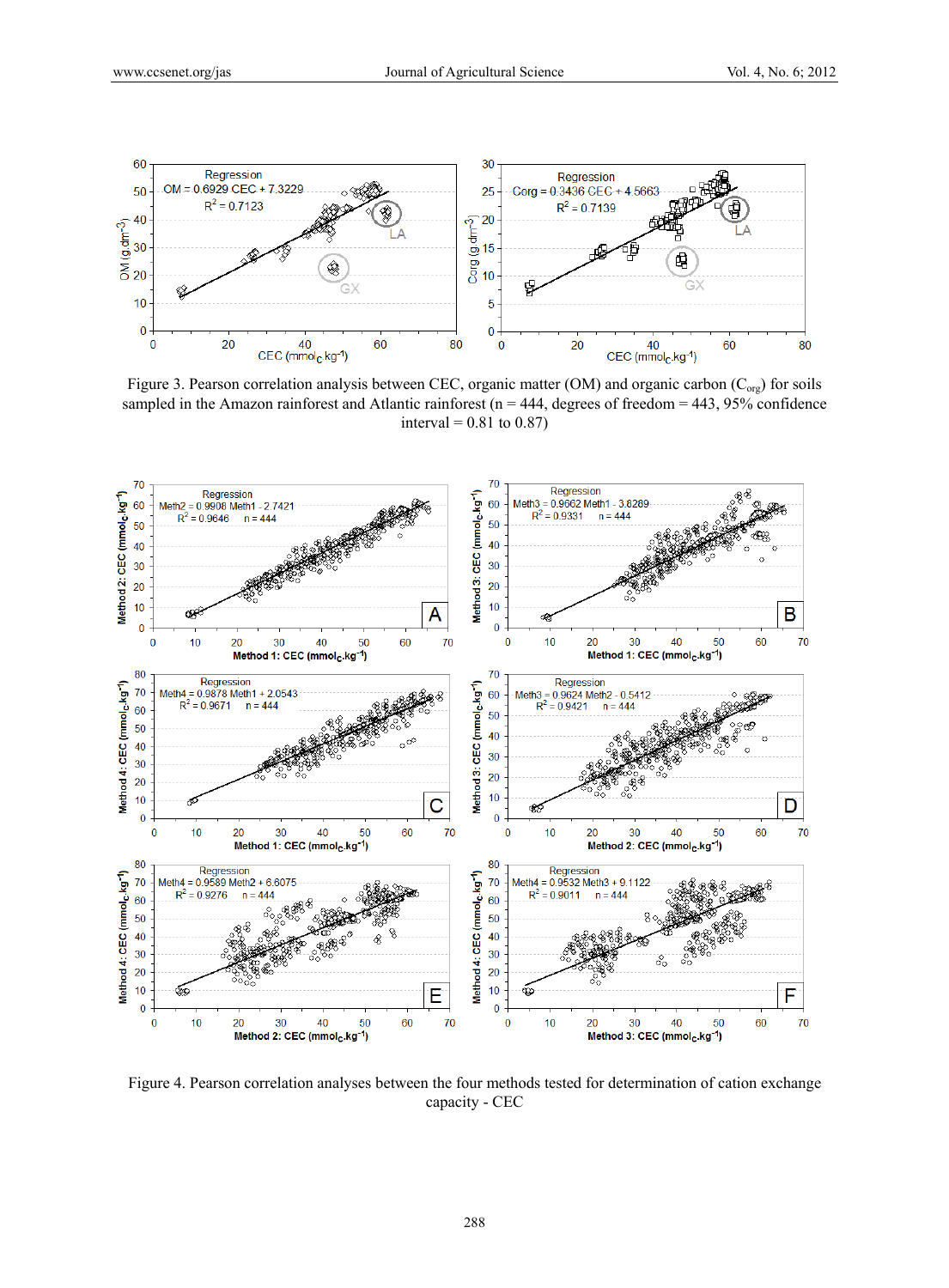Figure 3. Pearson correlation analysis between CEC, organic matter (OM) and organic carbon ($C_{org}$) for soils sampled in the Amazon rainforest and Atlantic rainforest (n = 444, degrees of freedom = 443, 95% confidence interval = 0.81 to 0.87)

Figure 4. Pearson correlation analyses between the four methods tested for determination of cation exchange capacity - CEC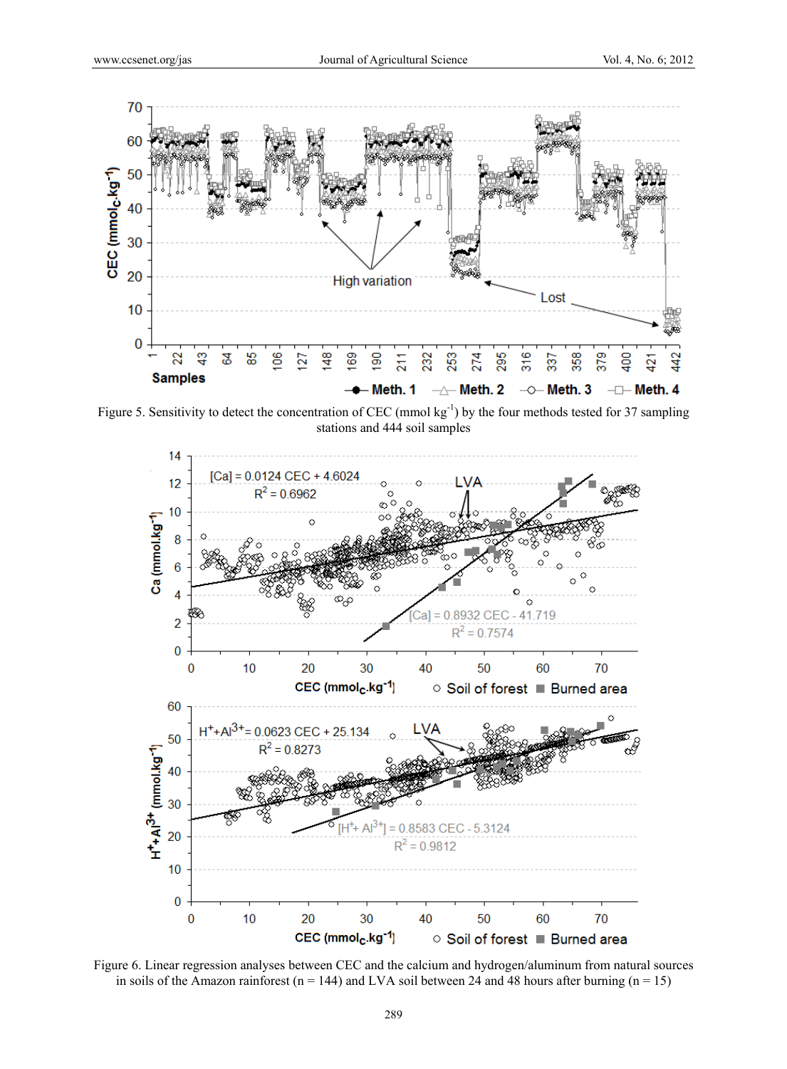70
60
50
40
30
20
10
0

CEC (mmol$_c$.kg$^{-1}$)

High variation

Lost

1 22 43 64 85 106 127 148 169 190 211 232 253 274 295 316 337 358 379 400 421 442

Samples

Meth. 1 Meth. 2 Meth. 3 Meth. 4

Figure 5. Sensitivity to detect the concentration of CEC (mmol kg$^{-1}$) by the four methods tested for 37 sampling stations and 444 soil samples

[Ca] = 0.0124 CEC + 4.6024

$R^2$ = 0.6962

LVA

[Ca] = 0.8932 CEC - 41.719

$R^2$ = 0.7574

Ca (mmol.kg$^{-1}$)

CEC (mmol$_c$.kg$^{-1}$)

Soil of forest Burned area

$H^+$+$Al^{3+}$= 0.0623 CEC + 25.134

$R^2$ = 0.8273

LVA

[$H^+$+ $Al^{3+}$] = 0.8583 CEC - 5.3124

$R^2$ = 0.9812

$H^+$+$Al^{3+}$ (mmol.kg$^{-1}$)

CEC (mmol$_c$.kg$^{-1}$)

Soil of forest Burned area

Figure 6. Linear regression analyses between CEC and the calcium and hydrogen/aluminum from natural sources in soils of the Amazon rainforest (n = 144) and LVA soil between 24 and 48 hours after burning (n = 15)